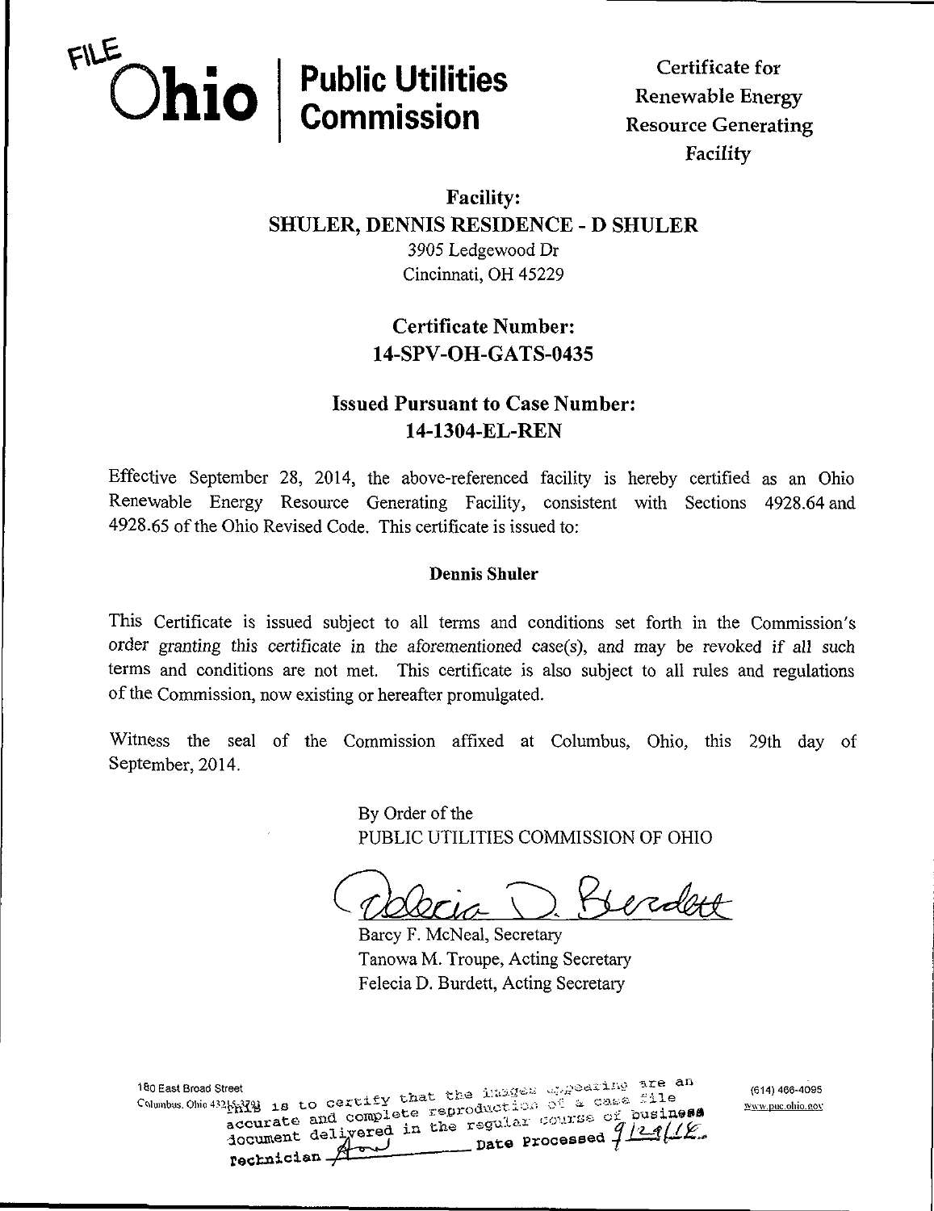FILE

# Ohio | Public Utilities Commission

Certificate for Renewable Energy Resource Generating Facility

**Facility:**
**SHULER, DENNIS RESIDENCE - D SHULER**
3905 Ledgewood Dr
Cincinnati, OH 45229

**Certificate Number:**
**14-SPV-OH-GATS-0435**

**Issued Pursuant to Case Number:**
**14-1304-EL-REN**

Effective September 28, 2014, the above-referenced facility is hereby certified as an Ohio Renewable Energy Resource Generating Facility, consistent with Sections 4928.64 and 4928.65 of the Ohio Revised Code. This certificate is issued to:

**Dennis Shuler**

This Certificate is issued subject to all terms and conditions set forth in the Commission's order granting this certificate in the aforementioned case(s), and may be revoked if all such terms and conditions are not met. This certificate is also subject to all rules and regulations of the Commission, now existing or hereafter promulgated.

Witness the seal of the Commission affixed at Columbus, Ohio, this 29th day of September, 2014.

By Order of the
PUBLIC UTILITIES COMMISSION OF OHIO

Barcy F. McNeal, Secretary
Tanowa M. Troupe, Acting Secretary
Felecia D. Burdett, Acting Secretary

180 East Broad Street
Columbus, Ohio 43215-3793

(614) 466-4095
www.puc.ohio.gov

This is to certify that the images appearing are an accurate and complete reproduction of a case file document delivered in the regular course of business
Technician ______ Date Processed 9/29/14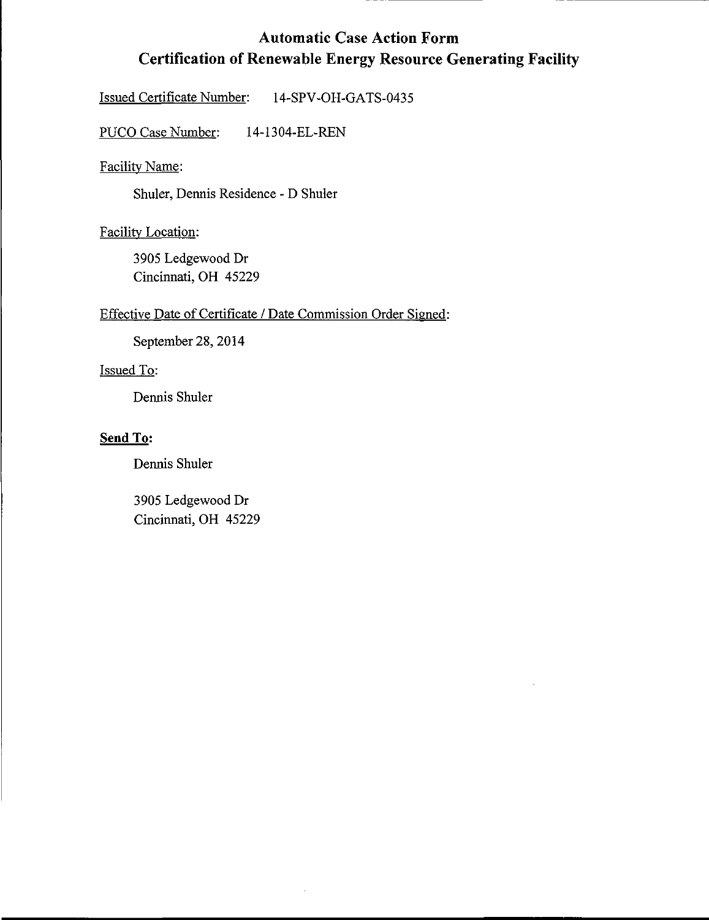# Automatic Case Action Form
# Certification of Renewable Energy Resource Generating Facility

Issued Certificate Number: 14-SPV-OH-GATS-0435

PUCO Case Number: 14-1304-EL-REN

Facility Name:

Shuler, Dennis Residence - D Shuler

Facility Location:

3905 Ledgewood Dr
Cincinnati, OH 45229

Effective Date of Certificate / Date Commission Order Signed:

September 28, 2014

Issued To:

Dennis Shuler

**Send To:**

Dennis Shuler

3905 Ledgewood Dr
Cincinnati, OH 45229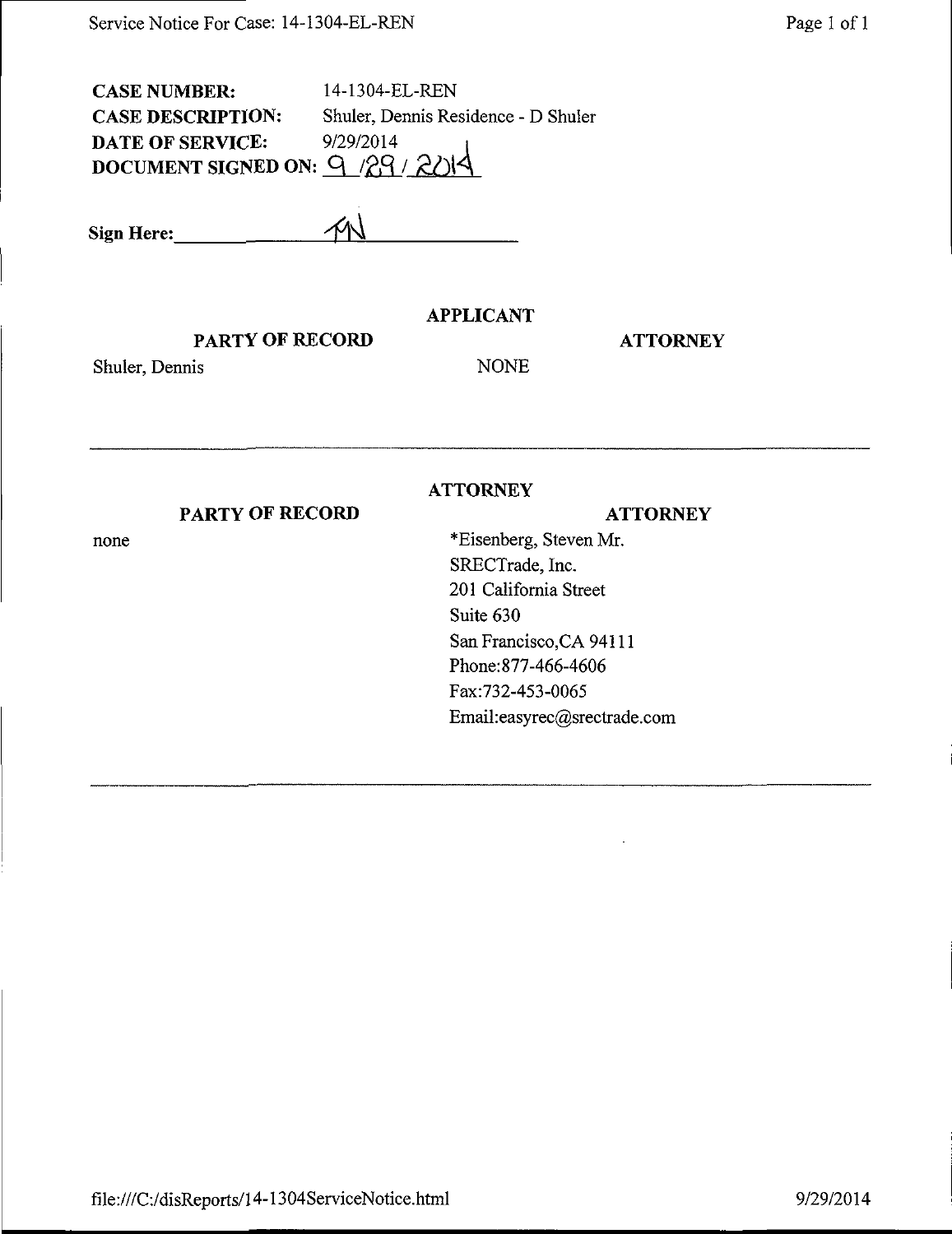**CASE NUMBER:** 14-1304-EL-REN
**CASE DESCRIPTION:** Shuler, Dennis Residence - D Shuler
**DATE OF SERVICE:** 9/29/2014
**DOCUMENT SIGNED ON:** 9 /29 / 2014

**Sign Here:** MN

**APPLICANT**

| PARTY OF RECORD | ATTORNEY |
|---|---|
| Shuler, Dennis | NONE |

---

**ATTORNEY**

| PARTY OF RECORD | ATTORNEY |
|---|---|
| none | *Eisenberg, Steven Mr.<br>SRECTrade, Inc.<br>201 California Street<br>Suite 630<br>San Francisco,CA 94111<br>Phone:877-466-4606<br>Fax:732-453-0065<br>Email:easyrec@srectrade.com |

---

file:///C:/disReports/14-1304ServiceNotice.html 9/29/2014